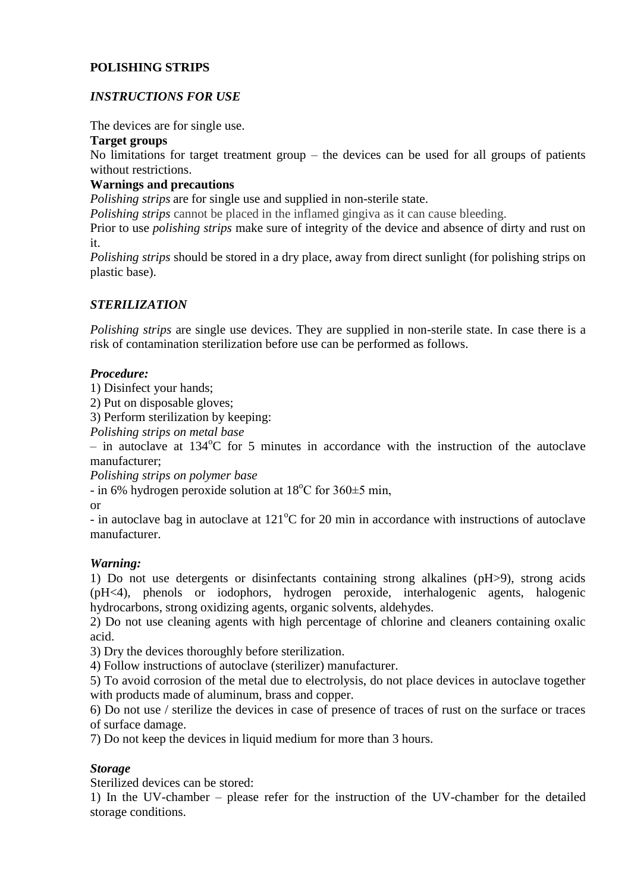**POLISHING STRIPS**

***INSTRUCTIONS FOR USE***

The devices are for single use.

**Target groups**

No limitations for target treatment group – the devices can be used for all groups of patients without restrictions.

**Warnings and precautions**

*Polishing strips* are for single use and supplied in non-sterile state.

*Polishing strips* cannot be placed in the inflamed gingiva as it can cause bleeding.

Prior to use *polishing strips* make sure of integrity of the device and absence of dirty and rust on it.

*Polishing strips* should be stored in a dry place, away from direct sunlight (for polishing strips on plastic base).

***STERILIZATION***

*Polishing strips* are single use devices. They are supplied in non-sterile state. In case there is a risk of contamination sterilization before use can be performed as follows.

***Procedure:***

1) Disinfect your hands;
2) Put on disposable gloves;
3) Perform sterilization by keeping:

*Polishing strips on metal base*

– in autoclave at 134$^{o}$C for 5 minutes in accordance with the instruction of the autoclave manufacturer;

*Polishing strips on polymer base*

- in 6% hydrogen peroxide solution at 18$^{o}$C for 360±5 min,

or

- in autoclave bag in autoclave at 121$^{o}$C for 20 min in accordance with instructions of autoclave manufacturer.

***Warning:***

1) Do not use detergents or disinfectants containing strong alkalines (pH>9), strong acids (pH<4), phenols or iodophors, hydrogen peroxide, interhalogenic agents, halogenic hydrocarbons, strong oxidizing agents, organic solvents, aldehydes.
2) Do not use cleaning agents with high percentage of chlorine and cleaners containing oxalic acid.
3) Dry the devices thoroughly before sterilization.
4) Follow instructions of autoclave (sterilizer) manufacturer.
5) To avoid corrosion of the metal due to electrolysis, do not place devices in autoclave together with products made of aluminum, brass and copper.
6) Do not use / sterilize the devices in case of presence of traces of rust on the surface or traces of surface damage.
7) Do not keep the devices in liquid medium for more than 3 hours.

***Storage***

Sterilized devices can be stored:

1) In the UV-chamber – please refer for the instruction of the UV-chamber for the detailed storage conditions.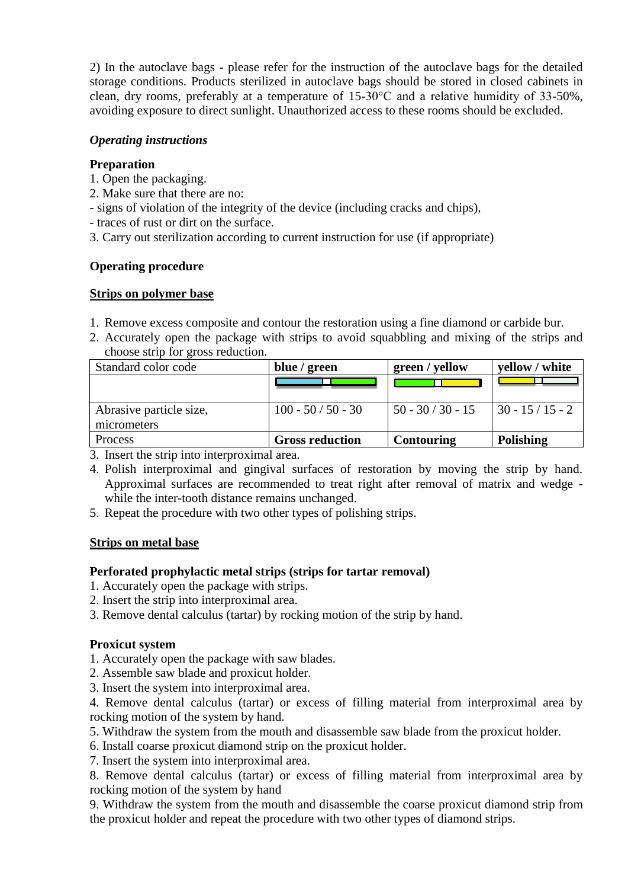2) In the autoclave bags - please refer for the instruction of the autoclave bags for the detailed storage conditions. Products sterilized in autoclave bags should be stored in closed cabinets in clean, dry rooms, preferably at a temperature of 15-30°C and a relative humidity of 33-50%, avoiding exposure to direct sunlight. Unauthorized access to these rooms should be excluded.

***Operating instructions***

**Preparation**

1. Open the packaging.
2. Make sure that there are no:
- signs of violation of the integrity of the device (including cracks and chips),
- traces of rust or dirt on the surface.
3. Carry out sterilization according to current instruction for use (if appropriate)

**Operating procedure**

**<u>Strips on polymer base</u>**

1. Remove excess composite and contour the restoration using a fine diamond or carbide bur.
2. Accurately open the package with strips to avoid squabbling and mixing of the strips and choose strip for gross reduction.

| Standard color code | **blue / green** | **green / yellow** | **yellow / white** |
|---|---|---|---|
| | | | |
| Abrasive particle size, micrometers | 100 - 50 / 50 - 30 | 50 - 30 / 30 - 15 | 30 - 15 / 15 - 2 |
| Process | **Gross reduction** | **Contouring** | **Polishing** |

3. Insert the strip into interproximal area.
4. Polish interproximal and gingival surfaces of restoration by moving the strip by hand. Approximal surfaces are recommended to treat right after removal of matrix and wedge - while the inter-tooth distance remains unchanged.
5. Repeat the procedure with two other types of polishing strips.

**<u>Strips on metal base</u>**

**Perforated prophylactic metal strips (strips for tartar removal)**

1. Accurately open the package with strips.
2. Insert the strip into interproximal area.
3. Remove dental calculus (tartar) by rocking motion of the strip by hand.

**Proxicut system**

1. Accurately open the package with saw blades.
2. Assemble saw blade and proxicut holder.
3. Insert the system into interproximal area.
4. Remove dental calculus (tartar) or excess of filling material from interproximal area by rocking motion of the system by hand.
5. Withdraw the system from the mouth and disassemble saw blade from the proxicut holder.
6. Install coarse proxicut diamond strip on the proxicut holder.
7. Insert the system into interproximal area.
8. Remove dental calculus (tartar) or excess of filling material from interproximal area by rocking motion of the system by hand
9. Withdraw the system from the mouth and disassemble the coarse proxicut diamond strip from the proxicut holder and repeat the procedure with two other types of diamond strips.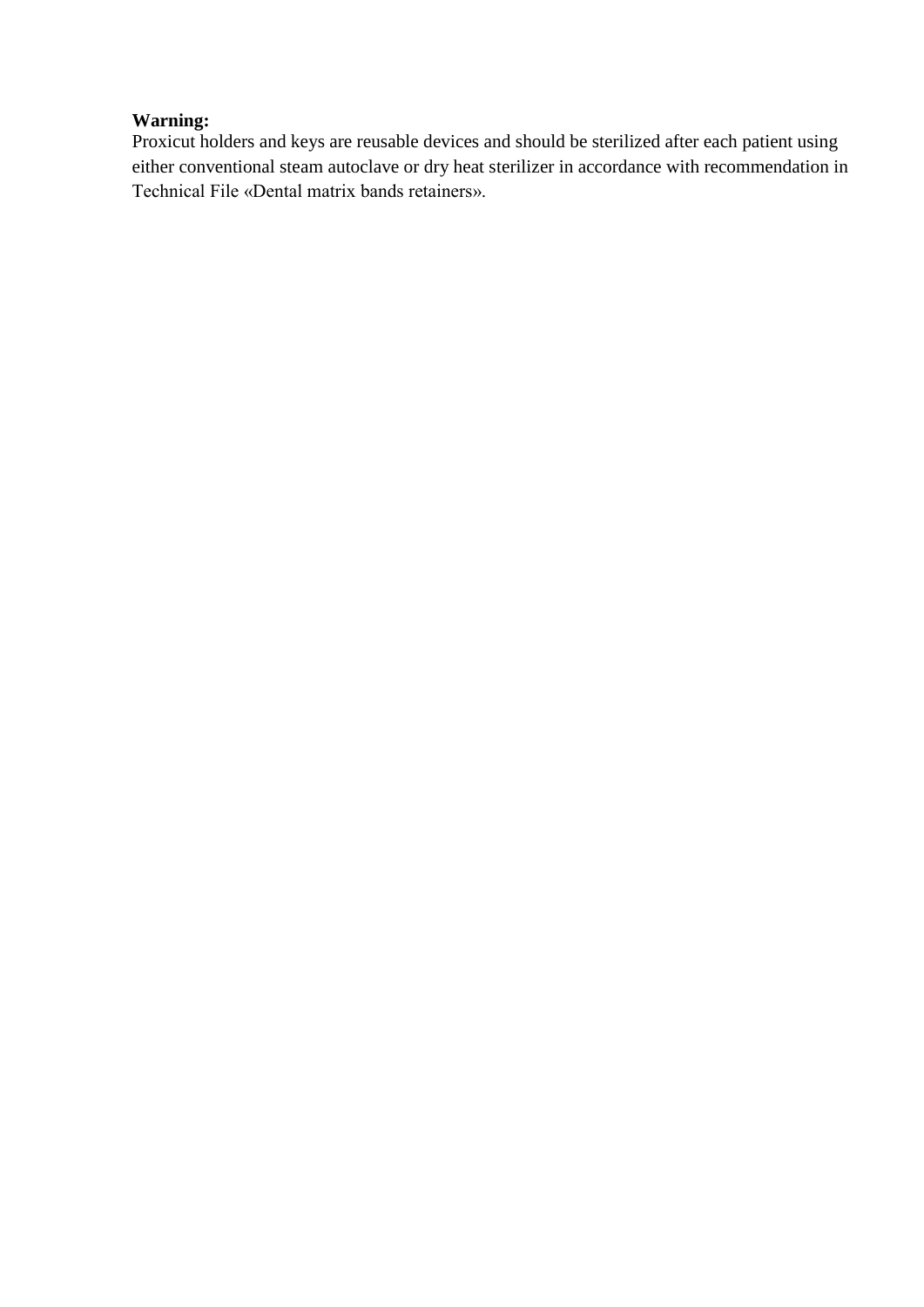**Warning:**

Proxicut holders and keys are reusable devices and should be sterilized after each patient using either conventional steam autoclave or dry heat sterilizer in accordance with recommendation in Technical File «Dental matrix bands retainers».